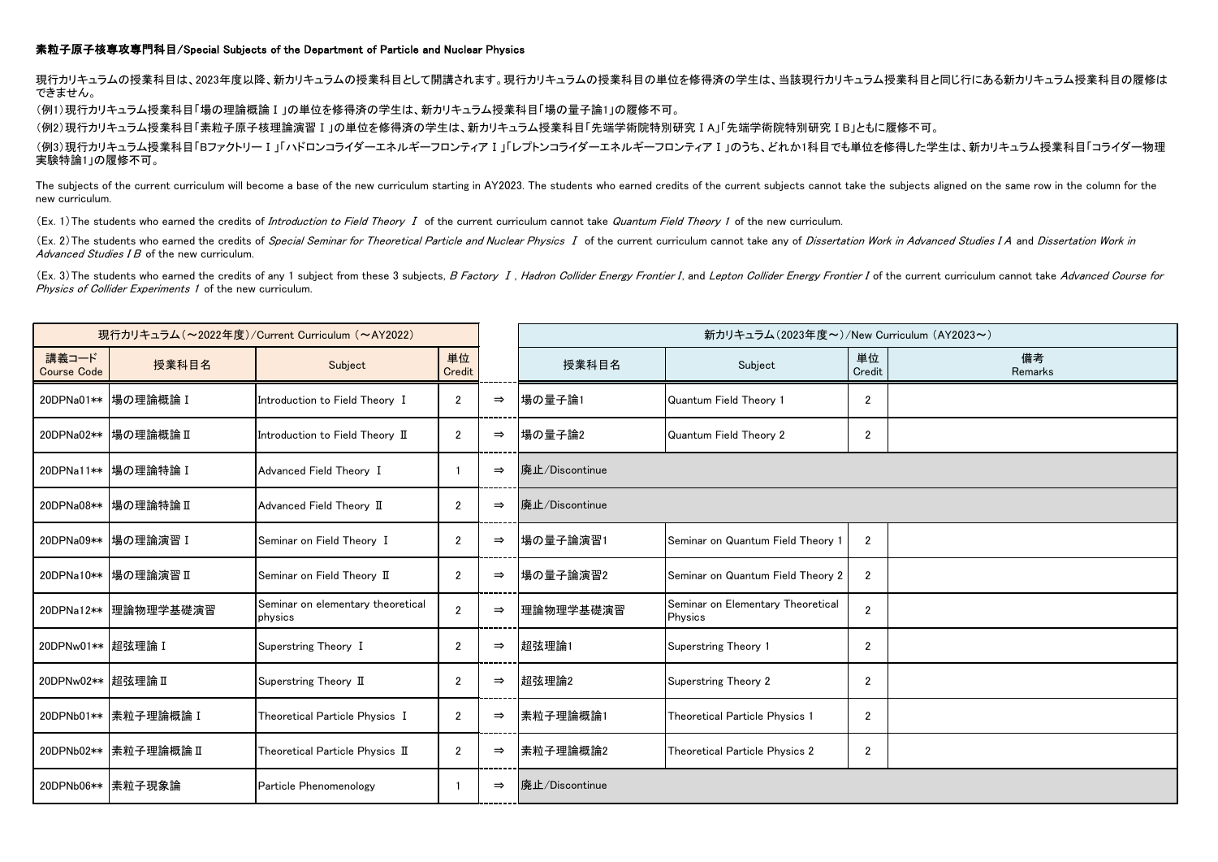# 素粒子原子核専攻専門科目/Special Subjects of the Department of Particle and Nuclear Physics

現行カリキュラムの授業科目は、2023年度以降、新カリキュラムの授業科目として開講されます。現行カリキュラムの授業科目の単位を修得済の学生は、当該現行カリキュラム授業科目と同じ行にある新カリキュラム授業科目の履修はできません。

（例1）現行カリキュラム授業科目「場の理論概論Ⅰ」の単位を修得済の学生は、新カリキュラム授業科目「場の量子論1」の履修不可。

（例2）現行カリキュラム授業科目「素粒子原子核理論演習Ⅰ」の単位を修得済の学生は、新カリキュラム授業科目「先端学術院特別研究ⅠA」「先端学術院特別研究ⅠB」ともに履修不可。

（例3）現行カリキュラム授業科目「Bファクトリー Ⅰ」「ハドロンコライダーエネルギーフロンティアⅠ」「レプトンコライダーエネルギーフロンティアⅠ」のうち、どれか1科目でも単位を修得した学生は、新カリキュラム授業科目「コライダー物理実験特論1」の履修不可。

The subjects of the current curriculum will become a base of the new curriculum starting in AY2023. The students who earned credits of the current subjects cannot take the subjects aligned on the same row in the column for the new curriculum.

(Ex. 1) The students who earned the credits of *Introduction to Field Theory Ⅰ* of the current curriculum cannot take *Quantum Field Theory 1* of the new curriculum.

(Ex. 2) The students who earned the credits of *Special Seminar for Theoretical Particle and Nuclear Physics Ⅰ* of the current curriculum cannot take any of *Dissertation Work in Advanced Studies I A* and *Dissertation Work in Advanced Studies I B* of the new curriculum.

(Ex. 3) The students who earned the credits of any 1 subject from these 3 subjects, *B Factory Ⅰ*, *Hadron Collider Energy Frontier I*, and *Lepton Collider Energy Frontier I* of the current curriculum cannot take *Advanced Course for Physics of Collider Experiments 1* of the new curriculum.

| 現行カリキュラム（～2022年度）/Current Curriculum （～AY2022） | | | | | 新カリキュラム（2023年度～）/New Curriculum （AY2023～） | | | |
|---|---|---|---|---|---|---|---|---|
| 講義コード Course Code | 授業科目名 | Subject | 単位 Credit | | 授業科目名 | Subject | 単位 Credit | 備考 Remarks |
| 20DPNa01** | 場の理論概論Ⅰ | Introduction to Field Theory Ⅰ | 2 | ⇒ | 場の量子論1 | Quantum Field Theory 1 | 2 | |
| 20DPNa02** | 場の理論概論Ⅱ | Introduction to Field Theory Ⅱ | 2 | ⇒ | 場の量子論2 | Quantum Field Theory 2 | 2 | |
| 20DPNa11** | 場の理論特論Ⅰ | Advanced Field Theory Ⅰ | 1 | ⇒ | 廃止/Discontinue | | | |
| 20DPNa08** | 場の理論特論Ⅱ | Advanced Field Theory Ⅱ | 2 | ⇒ | 廃止/Discontinue | | | |
| 20DPNa09** | 場の理論演習Ⅰ | Seminar on Field Theory Ⅰ | 2 | ⇒ | 場の量子論演習1 | Seminar on Quantum Field Theory 1 | 2 | |
| 20DPNa10** | 場の理論演習Ⅱ | Seminar on Field Theory Ⅱ | 2 | ⇒ | 場の量子論演習2 | Seminar on Quantum Field Theory 2 | 2 | |
| 20DPNa12** | 理論物理学基礎演習 | Seminar on elementary theoretical physics | 2 | ⇒ | 理論物理学基礎演習 | Seminar on Elementary Theoretical Physics | 2 | |
| 20DPNw01** | 超弦理論Ⅰ | Superstring Theory Ⅰ | 2 | ⇒ | 超弦理論1 | Superstring Theory 1 | 2 | |
| 20DPNw02** | 超弦理論Ⅱ | Superstring Theory Ⅱ | 2 | ⇒ | 超弦理論2 | Superstring Theory 2 | 2 | |
| 20DPNb01** | 素粒子理論概論Ⅰ | Theoretical Particle Physics Ⅰ | 2 | ⇒ | 素粒子理論概論1 | Theoretical Particle Physics 1 | 2 | |
| 20DPNb02** | 素粒子理論概論Ⅱ | Theoretical Particle Physics Ⅱ | 2 | ⇒ | 素粒子理論概論2 | Theoretical Particle Physics 2 | 2 | |
| 20DPNb06** | 素粒子現象論 | Particle Phenomenology | 1 | ⇒ | 廃止/Discontinue | | | |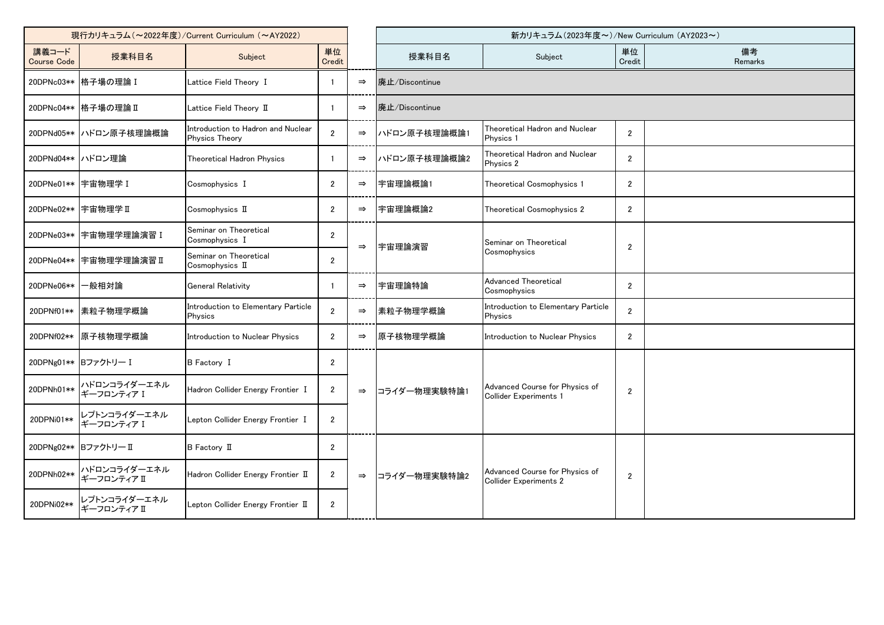| 現行カリキュラム（～2022年度）/Current Curriculum （～AY2022） | | | | | 新カリキュラム（2023年度～）/New Curriculum （AY2023～） | | | |
|---|---|---|---|---|---|---|---|---|
| 講義コード Course Code | 授業科目名 | Subject | 単位 Credit | | 授業科目名 | Subject | 単位 Credit | 備考 Remarks |
| 20DPNc03** | 格子場の理論Ⅰ | Lattice Field Theory Ⅰ | 1 | ⇒ | 廃止/Discontinue | | | |
| 20DPNc04** | 格子場の理論Ⅱ | Lattice Field Theory Ⅱ | 1 | ⇒ | 廃止/Discontinue | | | |
| 20DPNd05** | ハドロン原子核理論概論 | Introduction to Hadron and Nuclear Physics Theory | 2 | ⇒ | ハドロン原子核理論概論1 | Theoretical Hadron and Nuclear Physics 1 | 2 | |
| 20DPNd04** | ハドロン理論 | Theoretical Hadron Physics | 1 | ⇒ | ハドロン原子核理論概論2 | Theoretical Hadron and Nuclear Physics 2 | 2 | |
| 20DPNe01** | 宇宙物理学Ⅰ | Cosmophysics Ⅰ | 2 | ⇒ | 宇宙理論概論1 | Theoretical Cosmophysics 1 | 2 | |
| 20DPNe02** | 宇宙物理学Ⅱ | Cosmophysics Ⅱ | 2 | ⇒ | 宇宙理論概論2 | Theoretical Cosmophysics 2 | 2 | |
| 20DPNe03** | 宇宙物理学理論演習Ⅰ | Seminar on Theoretical Cosmophysics Ⅰ | 2 | ⇒ | 宇宙理論演習 | Seminar on Theoretical Cosmophysics | 2 | |
| 20DPNe04** | 宇宙物理学理論演習Ⅱ | Seminar on Theoretical Cosmophysics Ⅱ | 2 | | | | | |
| 20DPNe06** | 一般相対論 | General Relativity | 1 | ⇒ | 宇宙理論特論 | Advanced Theoretical Cosmophysics | 2 | |
| 20DPNf01** | 素粒子物理学概論 | Introduction to Elementary Particle Physics | 2 | ⇒ | 素粒子物理学概論 | Introduction to Elementary Particle Physics | 2 | |
| 20DPNf02** | 原子核物理学概論 | Introduction to Nuclear Physics | 2 | ⇒ | 原子核物理学概論 | Introduction to Nuclear Physics | 2 | |
| 20DPNg01** | Bファクトリー Ⅰ | B Factory Ⅰ | 2 | ⇒ | コライダー物理実験特論1 | Advanced Course for Physics of Collider Experiments 1 | 2 | |
| 20DPNh01** | ハドロンコライダーエネルギーフロンティアⅠ | Hadron Collider Energy Frontier Ⅰ | 2 | | | | | |
| 20DPNi01** | レプトンコライダーエネルギーフロンティアⅠ | Lepton Collider Energy Frontier Ⅰ | 2 | | | | | |
| 20DPNg02** | Bファクトリー Ⅱ | B Factory Ⅱ | 2 | ⇒ | コライダー物理実験特論2 | Advanced Course for Physics of Collider Experiments 2 | 2 | |
| 20DPNh02** | ハドロンコライダーエネルギーフロンティアⅡ | Hadron Collider Energy Frontier Ⅱ | 2 | | | | | |
| 20DPNi02** | レプトンコライダーエネルギーフロンティアⅡ | Lepton Collider Energy Frontier Ⅱ | 2 | | | | | |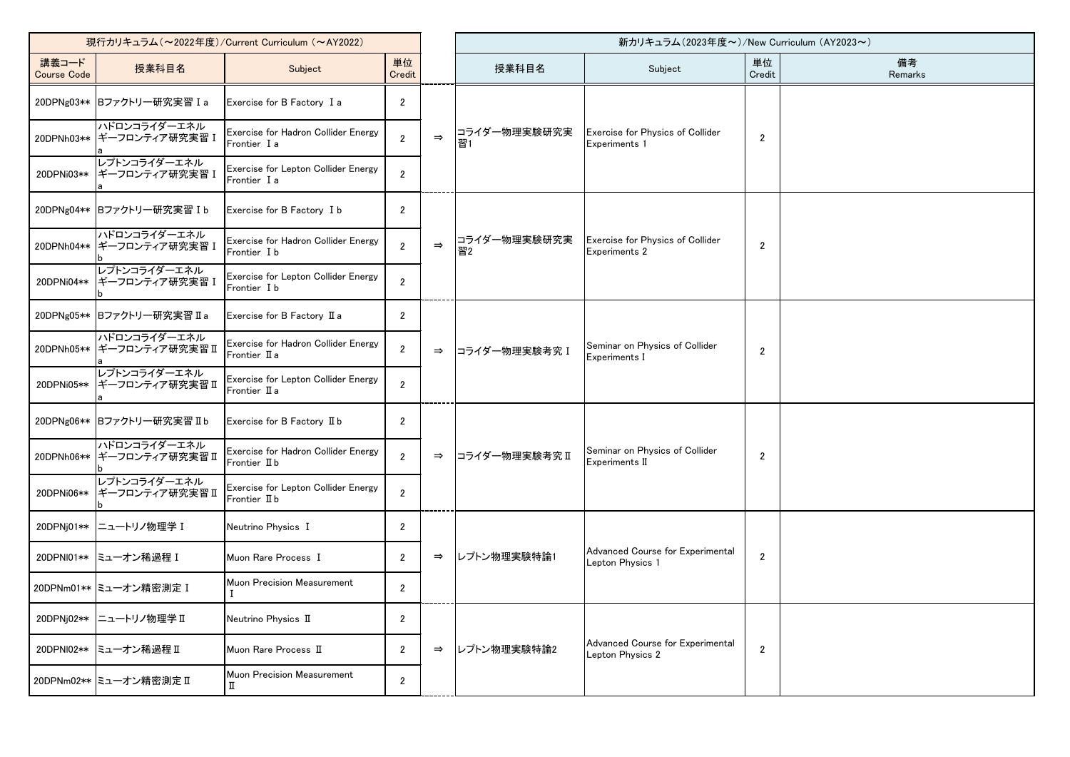| 現行カリキュラム（～2022年度）/Current Curriculum （～AY2022） | | | | | 新カリキュラム（2023年度～）/New Curriculum （AY2023～） | | | |
|---|---|---|---|---|---|---|---|---|
| 講義コード Course Code | 授業科目名 | Subject | 単位 Credit | | 授業科目名 | Subject | 単位 Credit | 備考 Remarks |
| 20DPNg03** | Bファクトリー研究実習Ⅰa | Exercise for B Factory Ⅰa | 2 | ⇒ | コライダー物理実験研究実習1 | Exercise for Physics of Collider Experiments 1 | 2 | |
| 20DPNh03** | ハドロンコライダーエネルギーフロンティア研究実習Ⅰa | Exercise for Hadron Collider Energy Frontier Ⅰa | 2 | | | | | |
| 20DPNi03** | レプトンコライダーエネルギーフロンティア研究実習Ⅰa | Exercise for Lepton Collider Energy Frontier Ⅰa | 2 | | | | | |
| 20DPNg04** | Bファクトリー研究実習Ⅰb | Exercise for B Factory Ⅰb | 2 | ⇒ | コライダー物理実験研究実習2 | Exercise for Physics of Collider Experiments 2 | 2 | |
| 20DPNh04** | ハドロンコライダーエネルギーフロンティア研究実習Ⅰb | Exercise for Hadron Collider Energy Frontier Ⅰb | 2 | | | | | |
| 20DPNi04** | レプトンコライダーエネルギーフロンティア研究実習Ⅰb | Exercise for Lepton Collider Energy Frontier Ⅰb | 2 | | | | | |
| 20DPNg05** | Bファクトリー研究実習Ⅱa | Exercise for B Factory Ⅱa | 2 | ⇒ | コライダー物理実験考究Ⅰ | Seminar on Physics of Collider Experiments Ⅰ | 2 | |
| 20DPNh05** | ハドロンコライダーエネルギーフロンティア研究実習Ⅱa | Exercise for Hadron Collider Energy Frontier Ⅱa | 2 | | | | | |
| 20DPNi05** | レプトンコライダーエネルギーフロンティア研究実習Ⅱa | Exercise for Lepton Collider Energy Frontier Ⅱa | 2 | | | | | |
| 20DPNg06** | Bファクトリー研究実習Ⅱb | Exercise for B Factory Ⅱb | 2 | ⇒ | コライダー物理実験考究Ⅱ | Seminar on Physics of Collider Experiments Ⅱ | 2 | |
| 20DPNh06** | ハドロンコライダーエネルギーフロンティア研究実習Ⅱb | Exercise for Hadron Collider Energy Frontier Ⅱb | 2 | | | | | |
| 20DPNi06** | レプトンコライダーエネルギーフロンティア研究実習Ⅱb | Exercise for Lepton Collider Energy Frontier Ⅱb | 2 | | | | | |
| 20DPNj01** | ニュートリノ物理学Ⅰ | Neutrino Physics Ⅰ | 2 | ⇒ | レプトン物理実験特論1 | Advanced Course for Experimental Lepton Physics 1 | 2 | |
| 20DPNl01** | ミューオン稀過程Ⅰ | Muon Rare Process Ⅰ | 2 | | | | | |
| 20DPNm01** | ミューオン精密測定Ⅰ | Muon Precision Measurement Ⅰ | 2 | | | | | |
| 20DPNj02** | ニュートリノ物理学Ⅱ | Neutrino Physics Ⅱ | 2 | ⇒ | レプトン物理実験特論2 | Advanced Course for Experimental Lepton Physics 2 | 2 | |
| 20DPNl02** | ミューオン稀過程Ⅱ | Muon Rare Process Ⅱ | 2 | | | | | |
| 20DPNm02** | ミューオン精密測定Ⅱ | Muon Precision Measurement Ⅱ | 2 | | | | | |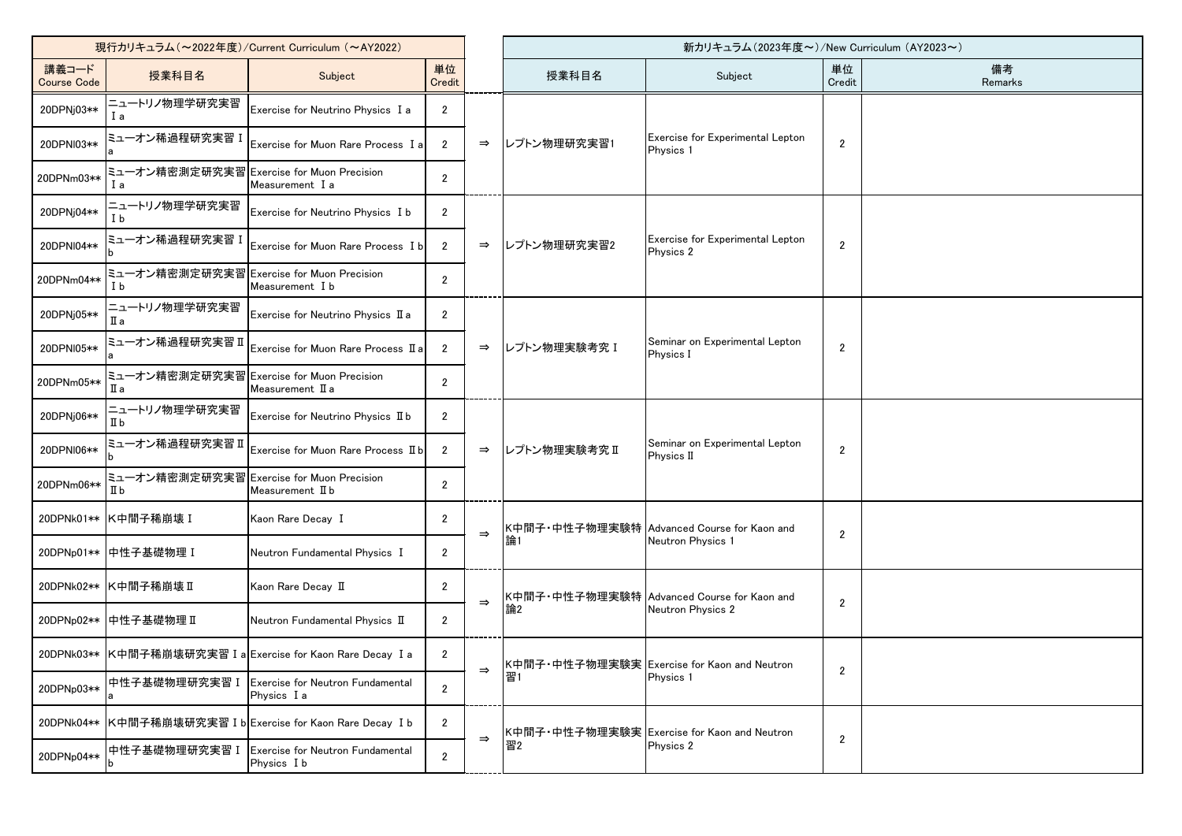| 現行カリキュラム（～2022年度）/Current Curriculum（～AY2022） | | | | | 新カリキュラム（2023年度～）/New Curriculum（AY2023～） | | | |
|---|---|---|---|---|---|---|---|---|
| 講義コード Course Code | 授業科目名 | Subject | 単位 Credit | | 授業科目名 | Subject | 単位 Credit | 備考 Remarks |
| 20DPNj03** | ニュートリノ物理学研究実習Ⅰa | Exercise for Neutrino Physics Ⅰa | 2 | ⇒ | レプトン物理研究実習1 | Exercise for Experimental Lepton Physics 1 | 2 | |
| 20DPNl03** | ミューオン稀過程研究実習Ⅰa | Exercise for Muon Rare Process Ⅰa | 2 | | | | | |
| 20DPNm03** | ミューオン精密測定研究実習Ⅰa | Exercise for Muon Precision Measurement Ⅰa | 2 | | | | | |
| 20DPNj04** | ニュートリノ物理学研究実習Ⅰb | Exercise for Neutrino Physics Ⅰb | 2 | ⇒ | レプトン物理研究実習2 | Exercise for Experimental Lepton Physics 2 | 2 | |
| 20DPNl04** | ミューオン稀過程研究実習Ⅰb | Exercise for Muon Rare Process Ⅰb | 2 | | | | | |
| 20DPNm04** | ミューオン精密測定研究実習Ⅰb | Exercise for Muon Precision Measurement Ⅰb | 2 | | | | | |
| 20DPNj05** | ニュートリノ物理学研究実習Ⅱa | Exercise for Neutrino Physics Ⅱa | 2 | ⇒ | レプトン物理実験考究Ⅰ | Seminar on Experimental Lepton Physics Ⅰ | 2 | |
| 20DPNl05** | ミューオン稀過程研究実習Ⅱa | Exercise for Muon Rare Process Ⅱa | 2 | | | | | |
| 20DPNm05** | ミューオン精密測定研究実習Ⅱa | Exercise for Muon Precision Measurement Ⅱa | 2 | | | | | |
| 20DPNj06** | ニュートリノ物理学研究実習Ⅱb | Exercise for Neutrino Physics Ⅱb | 2 | ⇒ | レプトン物理実験考究Ⅱ | Seminar on Experimental Lepton Physics Ⅱ | 2 | |
| 20DPNl06** | ミューオン稀過程研究実習Ⅱb | Exercise for Muon Rare Process Ⅱb | 2 | | | | | |
| 20DPNm06** | ミューオン精密測定研究実習Ⅱb | Exercise for Muon Precision Measurement Ⅱb | 2 | | | | | |
| 20DPNk01** | K中間子稀崩壊Ⅰ | Kaon Rare Decay Ⅰ | 2 | ⇒ | K中間子・中性子物理実験特論1 | Advanced Course for Kaon and Neutron Physics 1 | 2 | |
| 20DPNp01** | 中性子基礎物理Ⅰ | Neutron Fundamental Physics Ⅰ | 2 | | | | | |
| 20DPNk02** | K中間子稀崩壊Ⅱ | Kaon Rare Decay Ⅱ | 2 | ⇒ | K中間子・中性子物理実験特論2 | Advanced Course for Kaon and Neutron Physics 2 | 2 | |
| 20DPNp02** | 中性子基礎物理Ⅱ | Neutron Fundamental Physics Ⅱ | 2 | | | | | |
| 20DPNk03** | K中間子稀崩壊研究実習Ⅰa | Exercise for Kaon Rare Decay Ⅰa | 2 | ⇒ | K中間子・中性子物理実験実習1 | Exercise for Kaon and Neutron Physics 1 | 2 | |
| 20DPNp03** | 中性子基礎物理研究実習Ⅰa | Exercise for Neutron Fundamental Physics Ⅰa | 2 | | | | | |
| 20DPNk04** | K中間子稀崩壊研究実習Ⅰb | Exercise for Kaon Rare Decay Ⅰb | 2 | ⇒ | K中間子・中性子物理実験実習2 | Exercise for Kaon and Neutron Physics 2 | 2 | |
| 20DPNp04** | 中性子基礎物理研究実習Ⅰb | Exercise for Neutron Fundamental Physics Ⅰb | 2 | | | | | |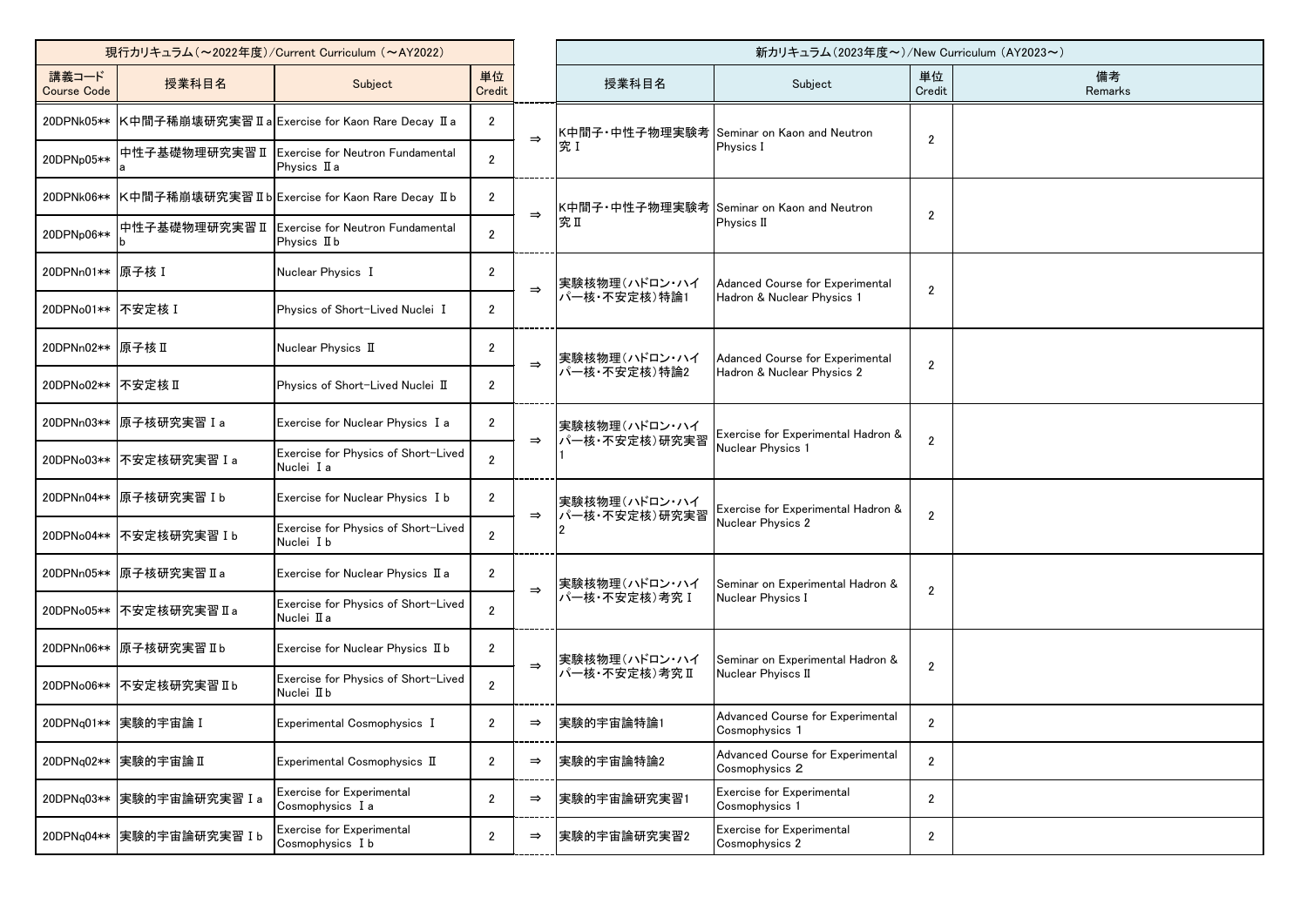| 現行カリキュラム（～2022年度）/Current Curriculum （～AY2022） | | | | | 新カリキュラム（2023年度～）/New Curriculum （AY2023～） | | | |
|---|---|---|---|---|---|---|---|---|
| 講義コード Course Code | 授業科目名 | Subject | 単位 Credit | | 授業科目名 | Subject | 単位 Credit | 備考 Remarks |
| 20DPNk05** | K中間子稀崩壊研究実習Ⅱa | Exercise for Kaon Rare Decay Ⅱa | 2 | ⇒ | K中間子・中性子物理実験考究Ⅰ | Seminar on Kaon and Neutron PhysicsⅠ | 2 | |
| 20DPNp05** | 中性子基礎物理研究実習Ⅱa | Exercise for Neutron Fundamental Physics Ⅱa | 2 | | | | | |
| 20DPNk06** | K中間子稀崩壊研究実習Ⅱb | Exercise for Kaon Rare Decay Ⅱb | 2 | ⇒ | K中間子・中性子物理実験考究Ⅱ | Seminar on Kaon and Neutron PhysicsⅡ | 2 | |
| 20DPNp06** | 中性子基礎物理研究実習Ⅱb | Exercise for Neutron Fundamental Physics Ⅱb | 2 | | | | | |
| 20DPNn01** | 原子核Ⅰ | Nuclear Physics Ⅰ | 2 | ⇒ | 実験核物理（ハドロン・ハイパー核・不安定核）特論1 | Adanced Course for Experimental Hadron & Nuclear Physics 1 | 2 | |
| 20DPNo01** | 不安定核Ⅰ | Physics of Short-Lived Nuclei Ⅰ | 2 | | | | | |
| 20DPNn02** | 原子核Ⅱ | Nuclear Physics Ⅱ | 2 | ⇒ | 実験核物理（ハドロン・ハイパー核・不安定核）特論2 | Adanced Course for Experimental Hadron & Nuclear Physics 2 | 2 | |
| 20DPNo02** | 不安定核Ⅱ | Physics of Short-Lived Nuclei Ⅱ | 2 | | | | | |
| 20DPNn03** | 原子核研究実習Ⅰa | Exercise for Nuclear Physics Ⅰa | 2 | ⇒ | 実験核物理（ハドロン・ハイパー核・不安定核）研究実習1 | Exercise for Experimental Hadron & Nuclear Physics 1 | 2 | |
| 20DPNo03** | 不安定核研究実習Ⅰa | Exercise for Physics of Short-Lived Nuclei Ⅰa | 2 | | | | | |
| 20DPNn04** | 原子核研究実習Ⅰb | Exercise for Nuclear Physics Ⅰb | 2 | ⇒ | 実験核物理（ハドロン・ハイパー核・不安定核）研究実習2 | Exercise for Experimental Hadron & Nuclear Physics 2 | 2 | |
| 20DPNo04** | 不安定核研究実習Ⅰb | Exercise for Physics of Short-Lived Nuclei Ⅰb | 2 | | | | | |
| 20DPNn05** | 原子核研究実習Ⅱa | Exercise for Nuclear Physics Ⅱa | 2 | ⇒ | 実験核物理（ハドロン・ハイパー核・不安定核）考究Ⅰ | Seminar on Experimental Hadron & Nuclear PhysicsⅠ | 2 | |
| 20DPNo05** | 不安定核研究実習Ⅱa | Exercise for Physics of Short-Lived Nuclei Ⅱa | 2 | | | | | |
| 20DPNn06** | 原子核研究実習Ⅱb | Exercise for Nuclear Physics Ⅱb | 2 | ⇒ | 実験核物理（ハドロン・ハイパー核・不安定核）考究Ⅱ | Seminar on Experimental Hadron & Nuclear PhyiscsⅡ | 2 | |
| 20DPNo06** | 不安定核研究実習Ⅱb | Exercise for Physics of Short-Lived Nuclei Ⅱb | 2 | | | | | |
| 20DPNq01** | 実験的宇宙論Ⅰ | Experimental Cosmophysics Ⅰ | 2 | ⇒ | 実験的宇宙論特論1 | Advanced Course for Experimental Cosmophysics 1 | 2 | |
| 20DPNq02** | 実験的宇宙論Ⅱ | Experimental Cosmophysics Ⅱ | 2 | ⇒ | 実験的宇宙論特論2 | Advanced Course for Experimental Cosmophysics 2 | 2 | |
| 20DPNq03** | 実験的宇宙論研究実習Ⅰa | Exercise for Experimental Cosmophysics Ⅰa | 2 | ⇒ | 実験的宇宙論研究実習1 | Exercise for Experimental Cosmophysics 1 | 2 | |
| 20DPNq04** | 実験的宇宙論研究実習Ⅰb | Exercise for Experimental Cosmophysics Ⅰb | 2 | ⇒ | 実験的宇宙論研究実習2 | Exercise for Experimental Cosmophysics 2 | 2 | |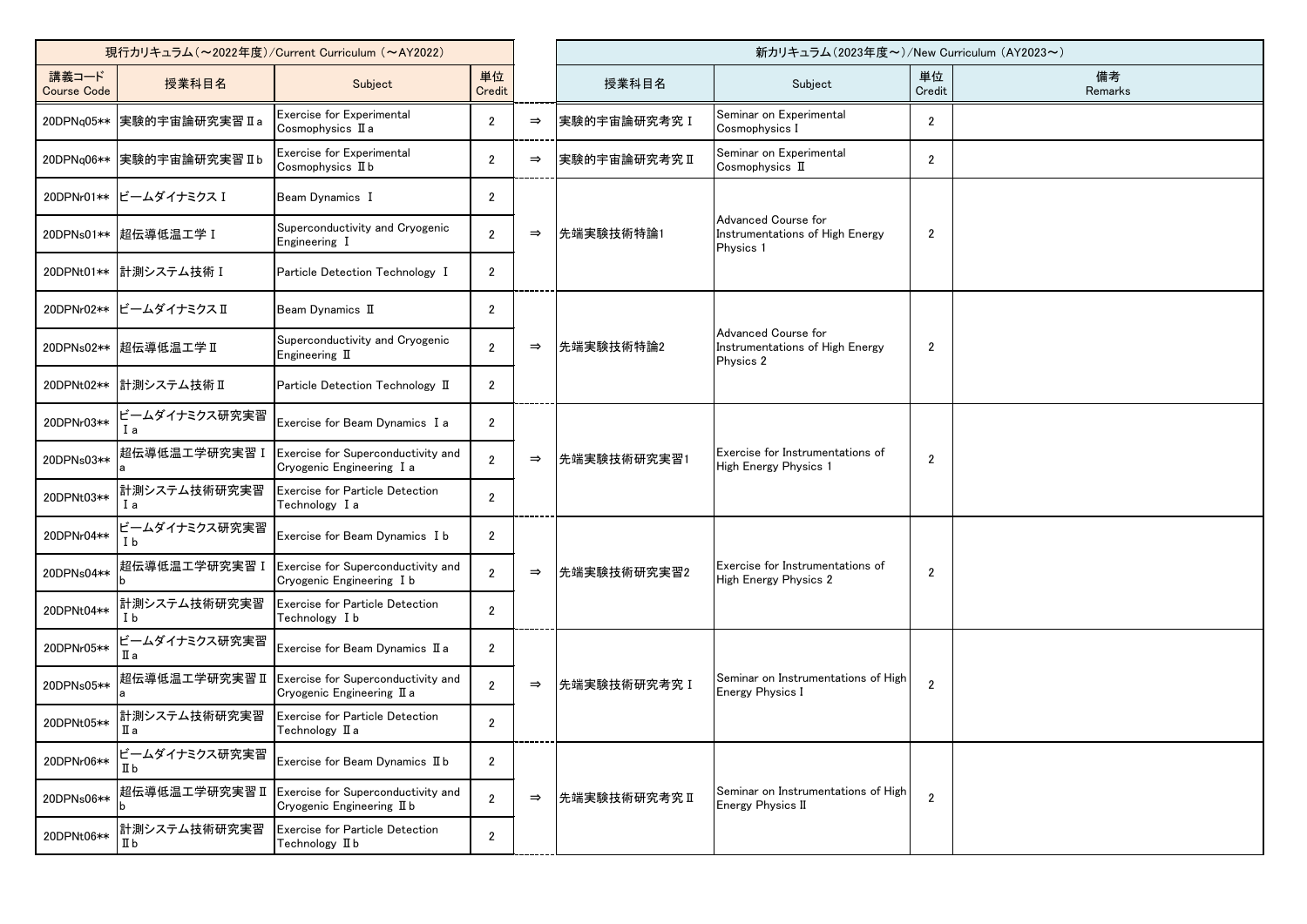| 現行カリキュラム（～2022年度）/Current Curriculum（～AY2022） | | | | | 新カリキュラム（2023年度～）/New Curriculum（AY2023～） | | | |
|---|---|---|---|---|---|---|---|---|
| 講義コード Course Code | 授業科目名 | Subject | 単位 Credit | | 授業科目名 | Subject | 単位 Credit | 備考 Remarks |
| 20DPNq05** | 実験的宇宙論研究実習Ⅱa | Exercise for Experimental Cosmophysics Ⅱa | 2 | ⇒ | 実験的宇宙論研究考究Ⅰ | Seminar on Experimental Cosmophysics Ⅰ | 2 | |
| 20DPNq06** | 実験的宇宙論研究実習Ⅱb | Exercise for Experimental Cosmophysics Ⅱb | 2 | ⇒ | 実験的宇宙論研究考究Ⅱ | Seminar on Experimental Cosmophysics Ⅱ | 2 | |
| 20DPNr01** | ビームダイナミクスⅠ | Beam Dynamics Ⅰ | 2 | ⇒ | 先端実験技術特論1 | Advanced Course for Instrumentations of High Energy Physics 1 | 2 | |
| 20DPNs01** | 超伝導低温工学Ⅰ | Superconductivity and Cryogenic Engineering Ⅰ | 2 | | | | | |
| 20DPNt01** | 計測システム技術Ⅰ | Particle Detection Technology Ⅰ | 2 | | | | | |
| 20DPNr02** | ビームダイナミクスⅡ | Beam Dynamics Ⅱ | 2 | ⇒ | 先端実験技術特論2 | Advanced Course for Instrumentations of High Energy Physics 2 | 2 | |
| 20DPNs02** | 超伝導低温工学Ⅱ | Superconductivity and Cryogenic Engineering Ⅱ | 2 | | | | | |
| 20DPNt02** | 計測システム技術Ⅱ | Particle Detection Technology Ⅱ | 2 | | | | | |
| 20DPNr03** | ビームダイナミクス研究実習Ⅰa | Exercise for Beam Dynamics Ⅰa | 2 | ⇒ | 先端実験技術研究実習1 | Exercise for Instrumentations of High Energy Physics 1 | 2 | |
| 20DPNs03** | 超伝導低温工学研究実習Ⅰa | Exercise for Superconductivity and Cryogenic Engineering Ⅰa | 2 | | | | | |
| 20DPNt03** | 計測システム技術研究実習Ⅰa | Exercise for Particle Detection Technology Ⅰa | 2 | | | | | |
| 20DPNr04** | ビームダイナミクス研究実習Ⅰb | Exercise for Beam Dynamics Ⅰb | 2 | ⇒ | 先端実験技術研究実習2 | Exercise for Instrumentations of High Energy Physics 2 | 2 | |
| 20DPNs04** | 超伝導低温工学研究実習Ⅰb | Exercise for Superconductivity and Cryogenic Engineering Ⅰb | 2 | | | | | |
| 20DPNt04** | 計測システム技術研究実習Ⅰb | Exercise for Particle Detection Technology Ⅰb | 2 | | | | | |
| 20DPNr05** | ビームダイナミクス研究実習Ⅱa | Exercise for Beam Dynamics Ⅱa | 2 | ⇒ | 先端実験技術研究考究Ⅰ | Seminar on Instrumentations of High Energy Physics Ⅰ | 2 | |
| 20DPNs05** | 超伝導低温工学研究実習Ⅱa | Exercise for Superconductivity and Cryogenic Engineering Ⅱa | 2 | | | | | |
| 20DPNt05** | 計測システム技術研究実習Ⅱa | Exercise for Particle Detection Technology Ⅱa | 2 | | | | | |
| 20DPNr06** | ビームダイナミクス研究実習Ⅱb | Exercise for Beam Dynamics Ⅱb | 2 | ⇒ | 先端実験技術研究考究Ⅱ | Seminar on Instrumentations of High Energy Physics Ⅱ | 2 | |
| 20DPNs06** | 超伝導低温工学研究実習Ⅱb | Exercise for Superconductivity and Cryogenic Engineering Ⅱb | 2 | | | | | |
| 20DPNt06** | 計測システム技術研究実習Ⅱb | Exercise for Particle Detection Technology Ⅱb | 2 | | | | | |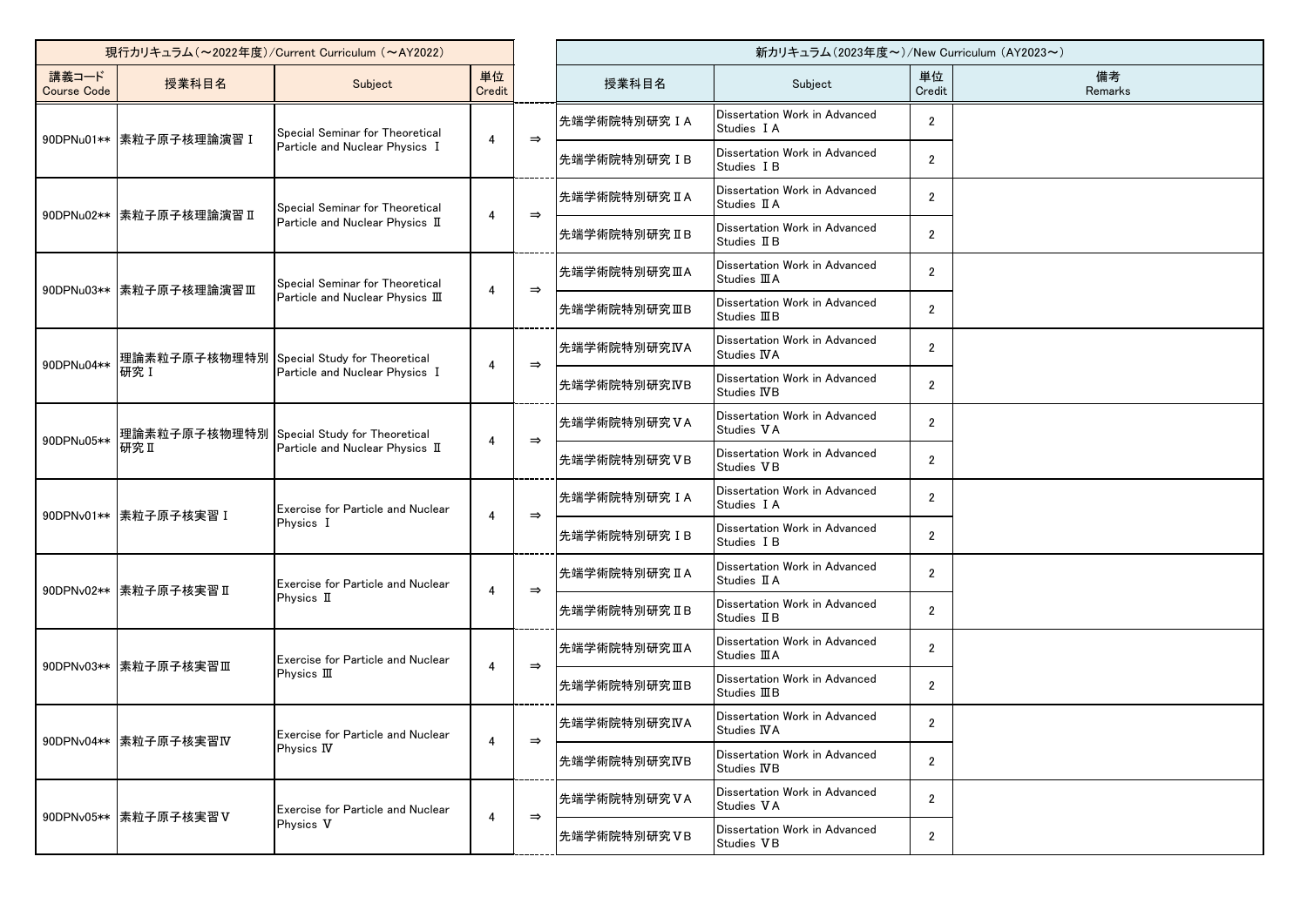| 現行カリキュラム（～2022年度）/Current Curriculum （～AY2022） | | | | | 新カリキュラム（2023年度～）/New Curriculum （AY2023～） | | | |
|---|---|---|---|---|---|---|---|---|
| 講義コード Course Code | 授業科目名 | Subject | 単位 Credit | | 授業科目名 | Subject | 単位 Credit | 備考 Remarks |
| 90DPNu01** | 素粒子原子核理論演習Ⅰ | Special Seminar for Theoretical Particle and Nuclear Physics Ⅰ | 4 | ⇒ | 先端学術院特別研究ⅠA | Dissertation Work in Advanced Studies ⅠA | 2 | |
| | | | | | 先端学術院特別研究ⅠB | Dissertation Work in Advanced Studies ⅠB | 2 | |
| 90DPNu02** | 素粒子原子核理論演習Ⅱ | Special Seminar for Theoretical Particle and Nuclear Physics Ⅱ | 4 | ⇒ | 先端学術院特別研究ⅡA | Dissertation Work in Advanced Studies ⅡA | 2 | |
| | | | | | 先端学術院特別研究ⅡB | Dissertation Work in Advanced Studies ⅡB | 2 | |
| 90DPNu03** | 素粒子原子核理論演習Ⅲ | Special Seminar for Theoretical Particle and Nuclear Physics Ⅲ | 4 | ⇒ | 先端学術院特別研究ⅢA | Dissertation Work in Advanced Studies ⅢA | 2 | |
| | | | | | 先端学術院特別研究ⅢB | Dissertation Work in Advanced Studies ⅢB | 2 | |
| 90DPNu04** | 理論素粒子原子核物理特別研究Ⅰ | Special Study for Theoretical Particle and Nuclear Physics Ⅰ | 4 | ⇒ | 先端学術院特別研究ⅣA | Dissertation Work in Advanced Studies ⅣA | 2 | |
| | | | | | 先端学術院特別研究ⅣB | Dissertation Work in Advanced Studies ⅣB | 2 | |
| 90DPNu05** | 理論素粒子原子核物理特別研究Ⅱ | Special Study for Theoretical Particle and Nuclear Physics Ⅱ | 4 | ⇒ | 先端学術院特別研究ⅤA | Dissertation Work in Advanced Studies ⅤA | 2 | |
| | | | | | 先端学術院特別研究ⅤB | Dissertation Work in Advanced Studies ⅤB | 2 | |
| 90DPNv01** | 素粒子原子核実習Ⅰ | Exercise for Particle and Nuclear Physics Ⅰ | 4 | ⇒ | 先端学術院特別研究ⅠA | Dissertation Work in Advanced Studies ⅠA | 2 | |
| | | | | | 先端学術院特別研究ⅠB | Dissertation Work in Advanced Studies ⅠB | 2 | |
| 90DPNv02** | 素粒子原子核実習Ⅱ | Exercise for Particle and Nuclear Physics Ⅱ | 4 | ⇒ | 先端学術院特別研究ⅡA | Dissertation Work in Advanced Studies ⅡA | 2 | |
| | | | | | 先端学術院特別研究ⅡB | Dissertation Work in Advanced Studies ⅡB | 2 | |
| 90DPNv03** | 素粒子原子核実習Ⅲ | Exercise for Particle and Nuclear Physics Ⅲ | 4 | ⇒ | 先端学術院特別研究ⅢA | Dissertation Work in Advanced Studies ⅢA | 2 | |
| | | | | | 先端学術院特別研究ⅢB | Dissertation Work in Advanced Studies ⅢB | 2 | |
| 90DPNv04** | 素粒子原子核実習Ⅳ | Exercise for Particle and Nuclear Physics Ⅳ | 4 | ⇒ | 先端学術院特別研究ⅣA | Dissertation Work in Advanced Studies ⅣA | 2 | |
| | | | | | 先端学術院特別研究ⅣB | Dissertation Work in Advanced Studies ⅣB | 2 | |
| 90DPNv05** | 素粒子原子核実習Ⅴ | Exercise for Particle and Nuclear Physics Ⅴ | 4 | ⇒ | 先端学術院特別研究ⅤA | Dissertation Work in Advanced Studies ⅤA | 2 | |
| | | | | | 先端学術院特別研究ⅤB | Dissertation Work in Advanced Studies ⅤB | 2 | |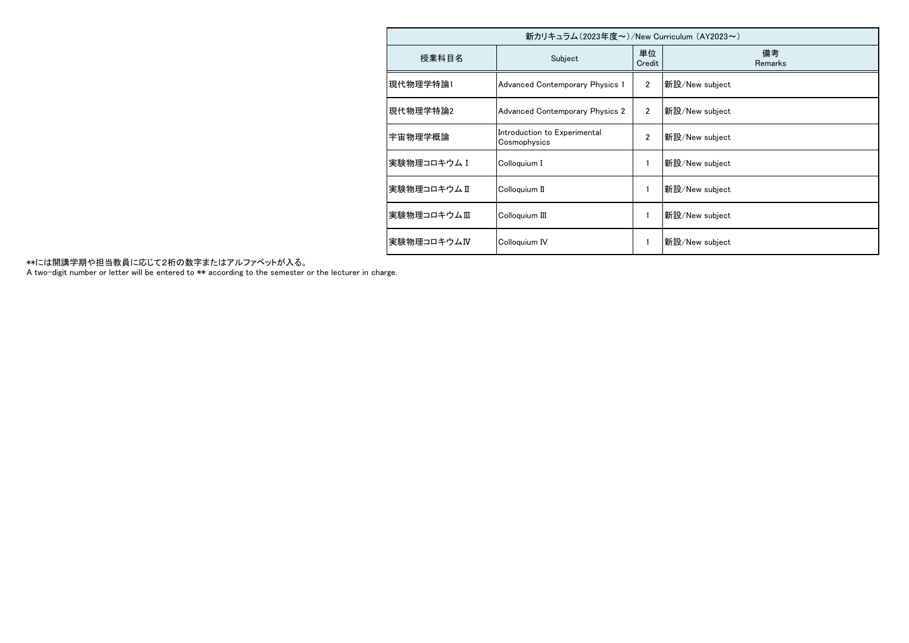| 新カリキュラム（2023年度～）/New Curriculum（AY2023～） | | | |
|---|---|---|---|
| 授業科目名 | Subject | 単位<br>Credit | 備考<br>Remarks |
| 現代物理学特論1 | Advanced Contemporary Physics 1 | 2 | 新設/New subject |
| 現代物理学特論2 | Advanced Contemporary Physics 2 | 2 | 新設/New subject |
| 宇宙物理学概論 | Introduction to Experimental Cosmophysics | 2 | 新設/New subject |
| 実験物理コロキウムⅠ | Colloquium Ⅰ | 1 | 新設/New subject |
| 実験物理コロキウムⅡ | Colloquium Ⅱ | 1 | 新設/New subject |
| 実験物理コロキウムⅢ | Colloquium Ⅲ | 1 | 新設/New subject |
| 実験物理コロキウムⅣ | Colloquium Ⅳ | 1 | 新設/New subject |

**には開講学期や担当教員に応じて2桁の数字またはアルファベットが入る。
A two-digit number or letter will be entered to ** according to the semester or the lecturer in charge.